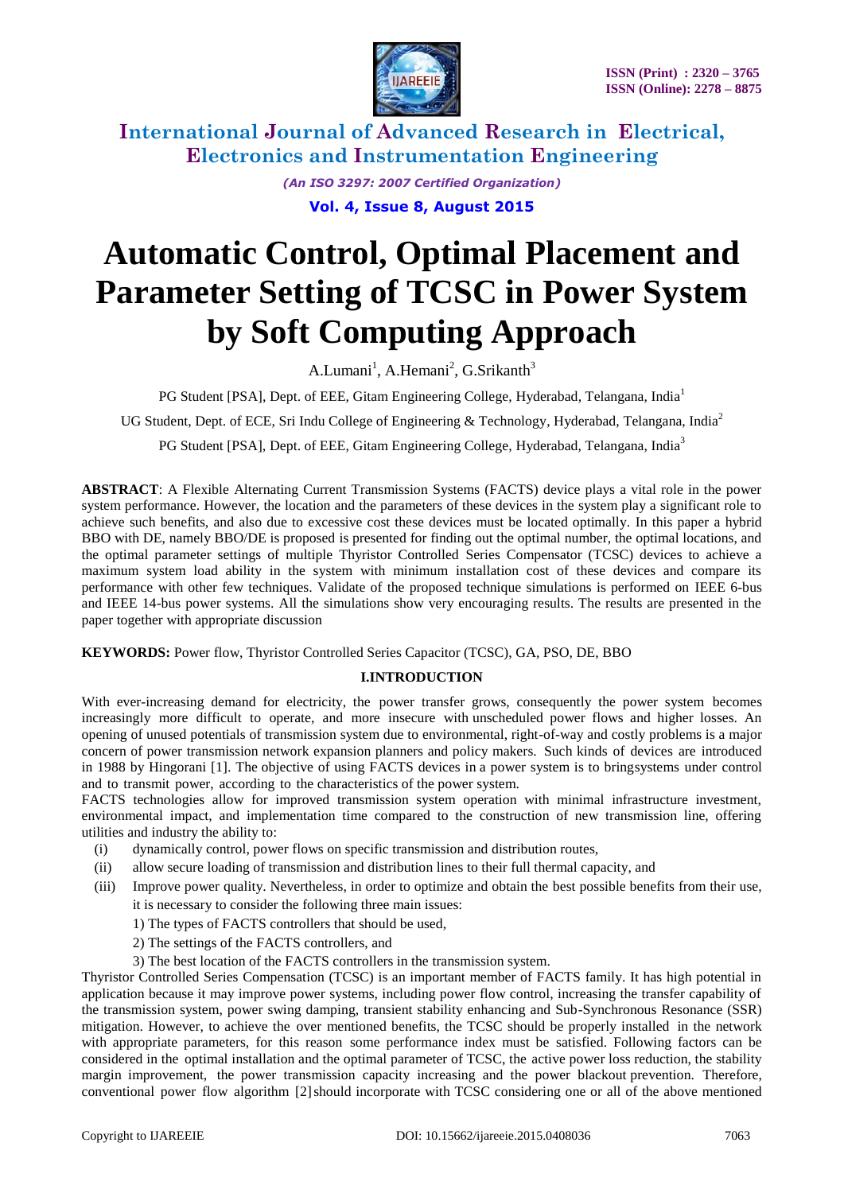# Automatic Control, Optimal Placement and Parameter Setting of TCSC in Power System by Soft Computing Approach

A.Lumani[1], A.Hemani[2], G.Srikanth[3]

PG Student [PSA], Dept. of EEE, Gitam Engineering College, Hyderabad, Telangana, India[1]

UG Student, Dept. of ECE, Sri Indu College of Engineering & Technology, Hyderabad, Telangana, India[2]

PG Student [PSA], Dept. of EEE, Gitam Engineering College, Hyderabad, Telangana, India[3]

**ABSTRACT**: A Flexible Alternating Current Transmission Systems (FACTS) device plays a vital role in the power system performance. However, the location and the parameters of these devices in the system play a significant role to achieve such benefits, and also due to excessive cost these devices must be located optimally. In this paper a hybrid BBO with DE, namely BBO/DE is proposed is presented for finding out the optimal number, the optimal locations, and the optimal parameter settings of multiple Thyristor Controlled Series Compensator (TCSC) devices to achieve a maximum system load ability in the system with minimum installation cost of these devices and compare its performance with other few techniques. Validate of the proposed technique simulations is performed on IEEE 6-bus and IEEE 14-bus power systems. All the simulations show very encouraging results. The results are presented in the paper together with appropriate discussion

**KEYWORDS:** Power flow, Thyristor Controlled Series Capacitor (TCSC), GA, PSO, DE, BBO

## I.INTRODUCTION

With ever-increasing demand for electricity, the power transfer grows, consequently the power system becomes increasingly more difficult to operate, and more insecure with unscheduled power flows and higher losses. An opening of unused potentials of transmission system due to environmental, right-of-way and costly problems is a major concern of power transmission network expansion planners and policy makers. Such kinds of devices are introduced in 1988 by Hingorani [1]. The objective of using FACTS devices in a power system is to bringsystems under control and to transmit power, according to the characteristics of the power system.

FACTS technologies allow for improved transmission system operation with minimal infrastructure investment, environmental impact, and implementation time compared to the construction of new transmission line, offering utilities and industry the ability to:

- (i) dynamically control, power flows on specific transmission and distribution routes,
- (ii) allow secure loading of transmission and distribution lines to their full thermal capacity, and
- (iii) Improve power quality. Nevertheless, in order to optimize and obtain the best possible benefits from their use, it is necessary to consider the following three main issues:
  1) The types of FACTS controllers that should be used,
  2) The settings of the FACTS controllers, and
  3) The best location of the FACTS controllers in the transmission system.

Thyristor Controlled Series Compensation (TCSC) is an important member of FACTS family. It has high potential in application because it may improve power systems, including power flow control, increasing the transfer capability of the transmission system, power swing damping, transient stability enhancing and Sub-Synchronous Resonance (SSR) mitigation. However, to achieve the over mentioned benefits, the TCSC should be properly installed in the network with appropriate parameters, for this reason some performance index must be satisfied. Following factors can be considered in the optimal installation and the optimal parameter of TCSC, the active power loss reduction, the stability margin improvement, the power transmission capacity increasing and the power blackout prevention. Therefore, conventional power flow algorithm [2] should incorporate with TCSC considering one or all of the above mentioned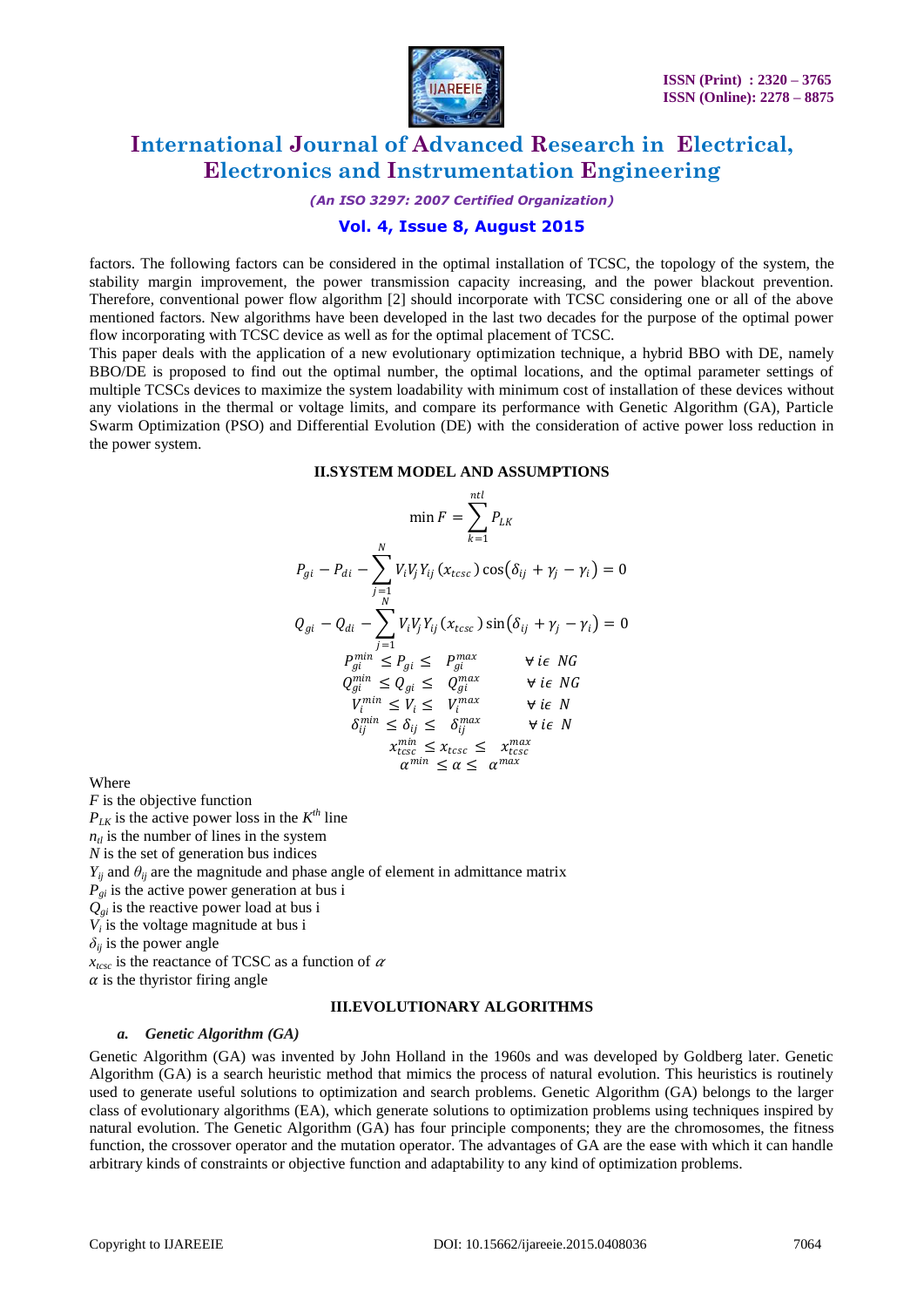factors. The following factors can be considered in the optimal installation of TCSC, the topology of the system, the stability margin improvement, the power transmission capacity increasing, and the power blackout prevention. Therefore, conventional power flow algorithm [2] should incorporate with TCSC considering one or all of the above mentioned factors. New algorithms have been developed in the last two decades for the purpose of the optimal power flow incorporating with TCSC device as well as for the optimal placement of TCSC.

This paper deals with the application of a new evolutionary optimization technique, a hybrid BBO with DE, namely BBO/DE is proposed to find out the optimal number, the optimal locations, and the optimal parameter settings of multiple TCSCs devices to maximize the system loadability with minimum cost of installation of these devices without any violations in the thermal or voltage limits, and compare its performance with Genetic Algorithm (GA), Particle Swarm Optimization (PSO) and Differential Evolution (DE) with the consideration of active power loss reduction in the power system.

## II.SYSTEM MODEL AND ASSUMPTIONS

$$\min F = \sum_{k=1}^{ntl} P_{LK}$$

$$P_{gi} - P_{di} - \sum_{j=1}^{N} V_i V_j Y_{ij}(x_{tcsc}) \cos(\delta_{ij} + \gamma_j - \gamma_i) = 0$$

$$Q_{gi} - Q_{di} - \sum_{j=1}^{N} V_i V_j Y_{ij}(x_{tcsc}) \sin(\delta_{ij} + \gamma_j - \gamma_i) = 0$$

$$P_{gi}^{min} \leq P_{gi} \leq P_{gi}^{max} \qquad \forall i \epsilon \ NG$$

$$Q_{gi}^{min} \leq Q_{gi} \leq Q_{gi}^{max} \qquad \forall i \epsilon \ NG$$

$$V_i^{min} \leq V_i \leq V_i^{max} \qquad \forall i \epsilon \ N$$

$$\delta_{ij}^{min} \leq \delta_{ij} \leq \delta_{ij}^{max} \qquad \forall i \epsilon \ N$$

$$x_{tcsc}^{min} \leq x_{tcsc} \leq x_{tcsc}^{max}$$

$$\alpha^{min} \leq \alpha \leq \alpha^{max}$$

Where

$F$ is the objective function

$P_{LK}$ is the active power loss in the $K^{th}$ line

$n_{tl}$ is the number of lines in the system

$N$ is the set of generation bus indices

$Y_{ij}$ and $\theta_{ij}$ are the magnitude and phase angle of element in admittance matrix

$P_{gi}$ is the active power generation at bus i

$Q_{gi}$ is the reactive power load at bus i

$V_i$ is the voltage magnitude at bus i

$\delta_{ij}$ is the power angle

$x_{tcsc}$ is the reactance of TCSC as a function of $\alpha$

$\alpha$ is the thyristor firing angle

## III.EVOLUTIONARY ALGORITHMS

### *a. Genetic Algorithm (GA)*

Genetic Algorithm (GA) was invented by John Holland in the 1960s and was developed by Goldberg later. Genetic Algorithm (GA) is a search heuristic method that mimics the process of natural evolution. This heuristics is routinely used to generate useful solutions to optimization and search problems. Genetic Algorithm (GA) belongs to the larger class of evolutionary algorithms (EA), which generate solutions to optimization problems using techniques inspired by natural evolution. The Genetic Algorithm (GA) has four principle components; they are the chromosomes, the fitness function, the crossover operator and the mutation operator. The advantages of GA are the ease with which it can handle arbitrary kinds of constraints or objective function and adaptability to any kind of optimization problems.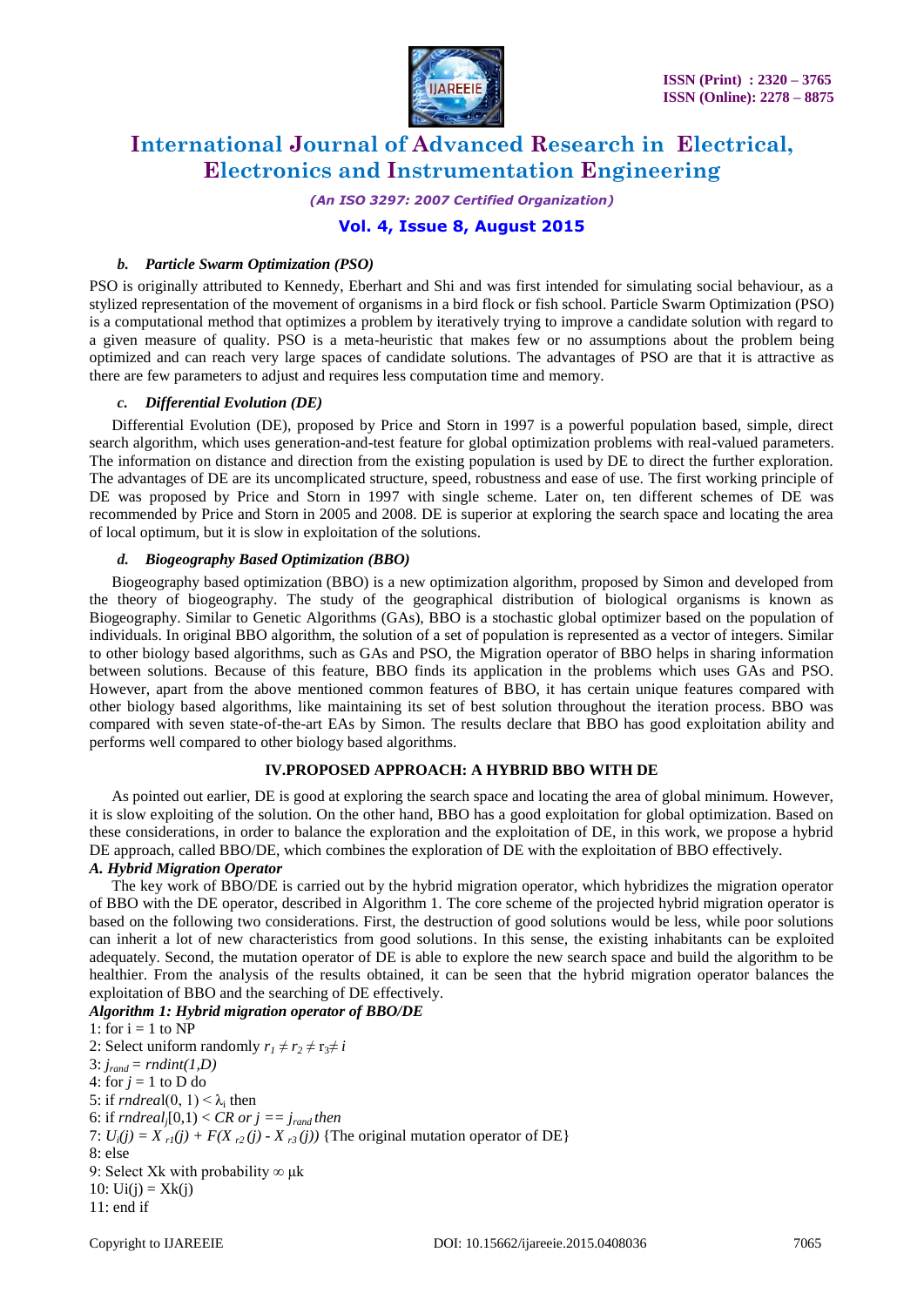### b. Particle Swarm Optimization (PSO)

PSO is originally attributed to Kennedy, Eberhart and Shi and was first intended for simulating social behaviour, as a stylized representation of the movement of organisms in a bird flock or fish school. Particle Swarm Optimization (PSO) is a computational method that optimizes a problem by iteratively trying to improve a candidate solution with regard to a given measure of quality. PSO is a meta-heuristic that makes few or no assumptions about the problem being optimized and can reach very large spaces of candidate solutions. The advantages of PSO are that it is attractive as there are few parameters to adjust and requires less computation time and memory.

### c. Differential Evolution (DE)

Differential Evolution (DE), proposed by Price and Storn in 1997 is a powerful population based, simple, direct search algorithm, which uses generation-and-test feature for global optimization problems with real-valued parameters. The information on distance and direction from the existing population is used by DE to direct the further exploration. The advantages of DE are its uncomplicated structure, speed, robustness and ease of use. The first working principle of DE was proposed by Price and Storn in 1997 with single scheme. Later on, ten different schemes of DE was recommended by Price and Storn in 2005 and 2008. DE is superior at exploring the search space and locating the area of local optimum, but it is slow in exploitation of the solutions.

### d. Biogeography Based Optimization (BBO)

Biogeography based optimization (BBO) is a new optimization algorithm, proposed by Simon and developed from the theory of biogeography. The study of the geographical distribution of biological organisms is known as Biogeography. Similar to Genetic Algorithms (GAs), BBO is a stochastic global optimizer based on the population of individuals. In original BBO algorithm, the solution of a set of population is represented as a vector of integers. Similar to other biology based algorithms, such as GAs and PSO, the Migration operator of BBO helps in sharing information between solutions. Because of this feature, BBO finds its application in the problems which uses GAs and PSO. However, apart from the above mentioned common features of BBO, it has certain unique features compared with other biology based algorithms, like maintaining its set of best solution throughout the iteration process. BBO was compared with seven state-of-the-art EAs by Simon. The results declare that BBO has good exploitation ability and performs well compared to other biology based algorithms.

## IV.PROPOSED APPROACH: A HYBRID BBO WITH DE

As pointed out earlier, DE is good at exploring the search space and locating the area of global minimum. However, it is slow exploiting of the solution. On the other hand, BBO has a good exploitation for global optimization. Based on these considerations, in order to balance the exploration and the exploitation of DE, in this work, we propose a hybrid DE approach, called BBO/DE, which combines the exploration of DE with the exploitation of BBO effectively.

### A. Hybrid Migration Operator

The key work of BBO/DE is carried out by the hybrid migration operator, which hybridizes the migration operator of BBO with the DE operator, described in Algorithm 1. The core scheme of the projected hybrid migration operator is based on the following two considerations. First, the destruction of good solutions would be less, while poor solutions can inherit a lot of new characteristics from good solutions. In this sense, the existing inhabitants can be exploited adequately. Second, the mutation operator of DE is able to explore the new search space and build the algorithm to be healthier. From the analysis of the results obtained, it can be seen that the hybrid migration operator balances the exploitation of BBO and the searching of DE effectively.

***Algorithm 1: Hybrid migration operator of BBO/DE***

1: for i = 1 to NP
2: Select uniform randomly $r_1 \neq r_2 \neq r_3 \neq i$
3: $j_{rand} = rndint(1,D)$
4: for $j$ = 1 to D do
5: if $rndreal(0, 1) < \lambda_i$ then
6: if $rndreal_j[0,1) < CR$ *or* $j == j_{rand}$ *then*
7: $U_i(j) = X_{r1}(j) + F(X_{r2}(j) - X_{r3}(j))$ {The original mutation operator of DE}
8: else
9: Select Xk with probability $\infty$ μk
10: Ui(j) = Xk(j)
11: end if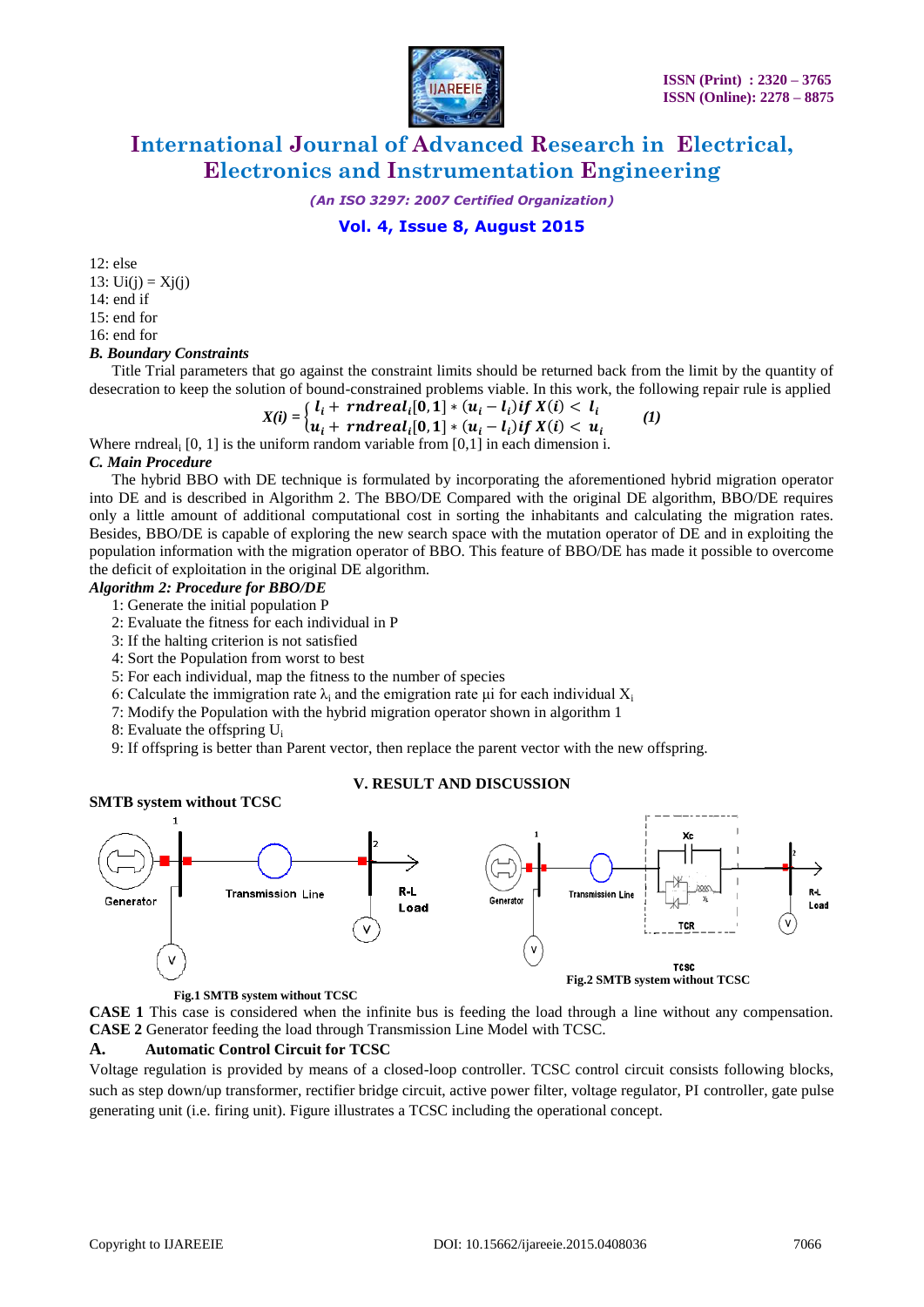12: else
13: Ui(j) = Xj(j)
14: end if
15: end for
16: end for

### *B. Boundary Constraints*

Title Trial parameters that go against the constraint limits should be returned back from the limit by the quantity of desecration to keep the solution of bound-constrained problems viable. In this work, the following repair rule is applied

$$X(i) = \begin{cases} l_i + rndreal_i[0,1] * (u_i - l_i) \, if \, X(i) < l_i \\ u_i + rndreal_i[0,1] * (u_i - l_i) \, if \, X(i) < u_i \end{cases} \qquad (1)$$

Where $rndreal_i$ [0, 1] is the uniform random variable from [0,1] in each dimension i.

### *C. Main Procedure*

The hybrid BBO with DE technique is formulated by incorporating the aforementioned hybrid migration operator into DE and is described in Algorithm 2. The BBO/DE Compared with the original DE algorithm, BBO/DE requires only a little amount of additional computational cost in sorting the inhabitants and calculating the migration rates. Besides, BBO/DE is capable of exploring the new search space with the mutation operator of DE and in exploiting the population information with the migration operator of BBO. This feature of BBO/DE has made it possible to overcome the deficit of exploitation in the original DE algorithm.

***Algorithm 2: Procedure for BBO/DE***

1: Generate the initial population P
2: Evaluate the fitness for each individual in P
3: If the halting criterion is not satisfied
4: Sort the Population from worst to best
5: For each individual, map the fitness to the number of species
6: Calculate the immigration rate $\lambda_i$ and the emigration rate μi for each individual $X_i$
7: Modify the Population with the hybrid migration operator shown in algorithm 1
8: Evaluate the offspring $U_i$
9: If offspring is better than Parent vector, then replace the parent vector with the new offspring.

## V. RESULT AND DISCUSSION

**SMTB system without TCSC**

Fig.1 SMTB system without TCSC

Fig.2 SMTB system without TCSC

**CASE 1** This case is considered when the infinite bus is feeding the load through a line without any compensation.
**CASE 2** Generator feeding the load through Transmission Line Model with TCSC.

### A. Automatic Control Circuit for TCSC

Voltage regulation is provided by means of a closed-loop controller. TCSC control circuit consists following blocks, such as step down/up transformer, rectifier bridge circuit, active power filter, voltage regulator, PI controller, gate pulse generating unit (i.e. firing unit). Figure illustrates a TCSC including the operational concept.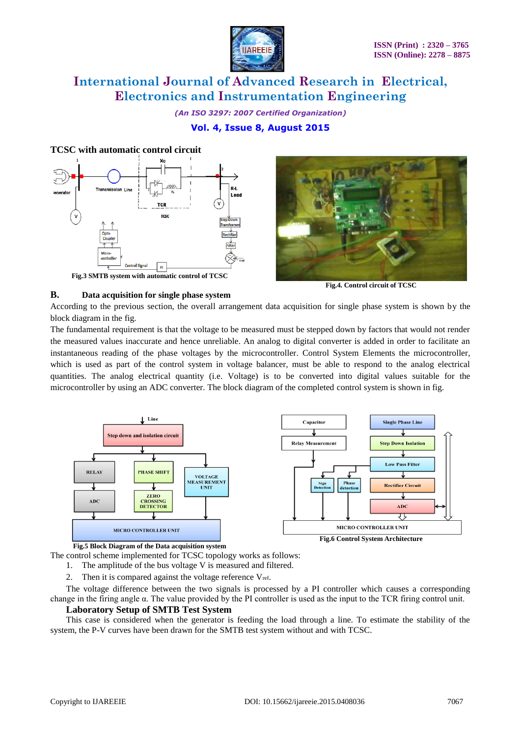**TCSC with automatic control circuit**

Fig.3 SMTB system with automatic control of TCSC

Fig.4. Control circuit of TCSC

### B. Data acquisition for single phase system

According to the previous section, the overall arrangement data acquisition for single phase system is shown by the block diagram in the fig.

The fundamental requirement is that the voltage to be measured must be stepped down by factors that would not render the measured values inaccurate and hence unreliable. An analog to digital converter is added in order to facilitate an instantaneous reading of the phase voltages by the microcontroller. Control System Elements the microcontroller, which is used as part of the control system in voltage balancer, must be able to respond to the analog electrical quantities. The analog electrical quantity (i.e. Voltage) is to be converted into digital values suitable for the microcontroller by using an ADC converter. The block diagram of the completed control system is shown in fig.

Fig.5 Block Diagram of the Data acquisition system

Fig.6 Control System Architecture

The control scheme implemented for TCSC topology works as follows:

1. The amplitude of the bus voltage V is measured and filtered.
2. Then it is compared against the voltage reference $V_{ref}$.

The voltage difference between the two signals is processed by a PI controller which causes a corresponding change in the firing angle α. The value provided by the PI controller is used as the input to the TCR firing control unit.

**Laboratory Setup of SMTB Test System**

This case is considered when the generator is feeding the load through a line. To estimate the stability of the system, the P-V curves have been drawn for the SMTB test system without and with TCSC.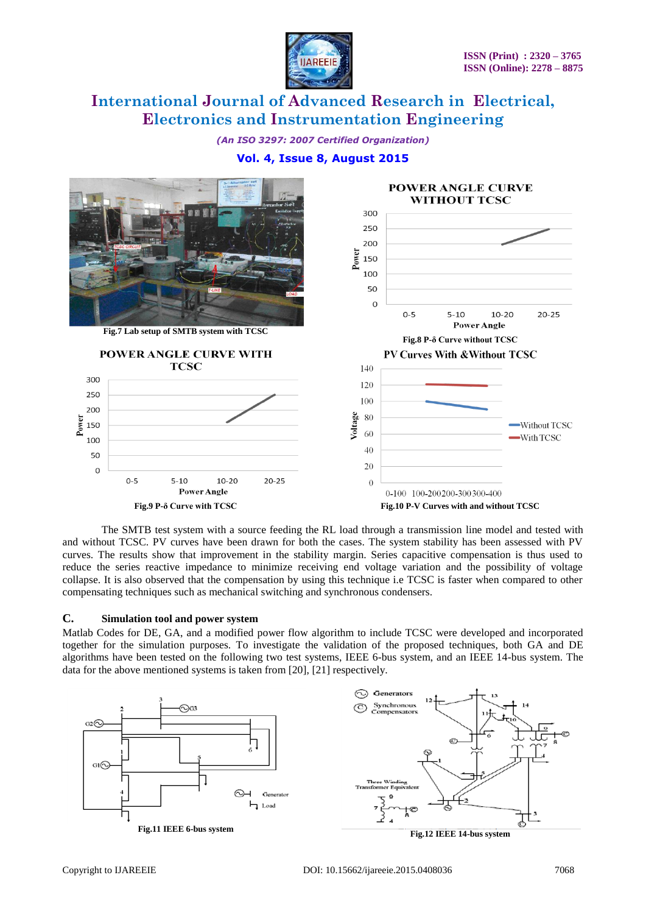Fig.7 Lab setup of SMTB system with TCSC

Fig.8 P-δ Curve without TCSC

Fig.9 P-δ Curve with TCSC

Fig.10 P-V Curves with and without TCSC

The SMTB test system with a source feeding the RL load through a transmission line model and tested with and without TCSC. PV curves have been drawn for both the cases. The system stability has been assessed with PV curves. The results show that improvement in the stability margin. Series capacitive compensation is thus used to reduce the series reactive impedance to minimize receiving end voltage variation and the possibility of voltage collapse. It is also observed that the compensation by using this technique i.e TCSC is faster when compared to other compensating techniques such as mechanical switching and synchronous condensers.

### C. Simulation tool and power system

Matlab Codes for DE, GA, and a modified power flow algorithm to include TCSC were developed and incorporated together for the simulation purposes. To investigate the validation of the proposed techniques, both GA and DE algorithms have been tested on the following two test systems, IEEE 6-bus system, and an IEEE 14-bus system. The data for the above mentioned systems is taken from [20], [21] respectively.

Fig.11 IEEE 6-bus system

Fig.12 IEEE 14-bus system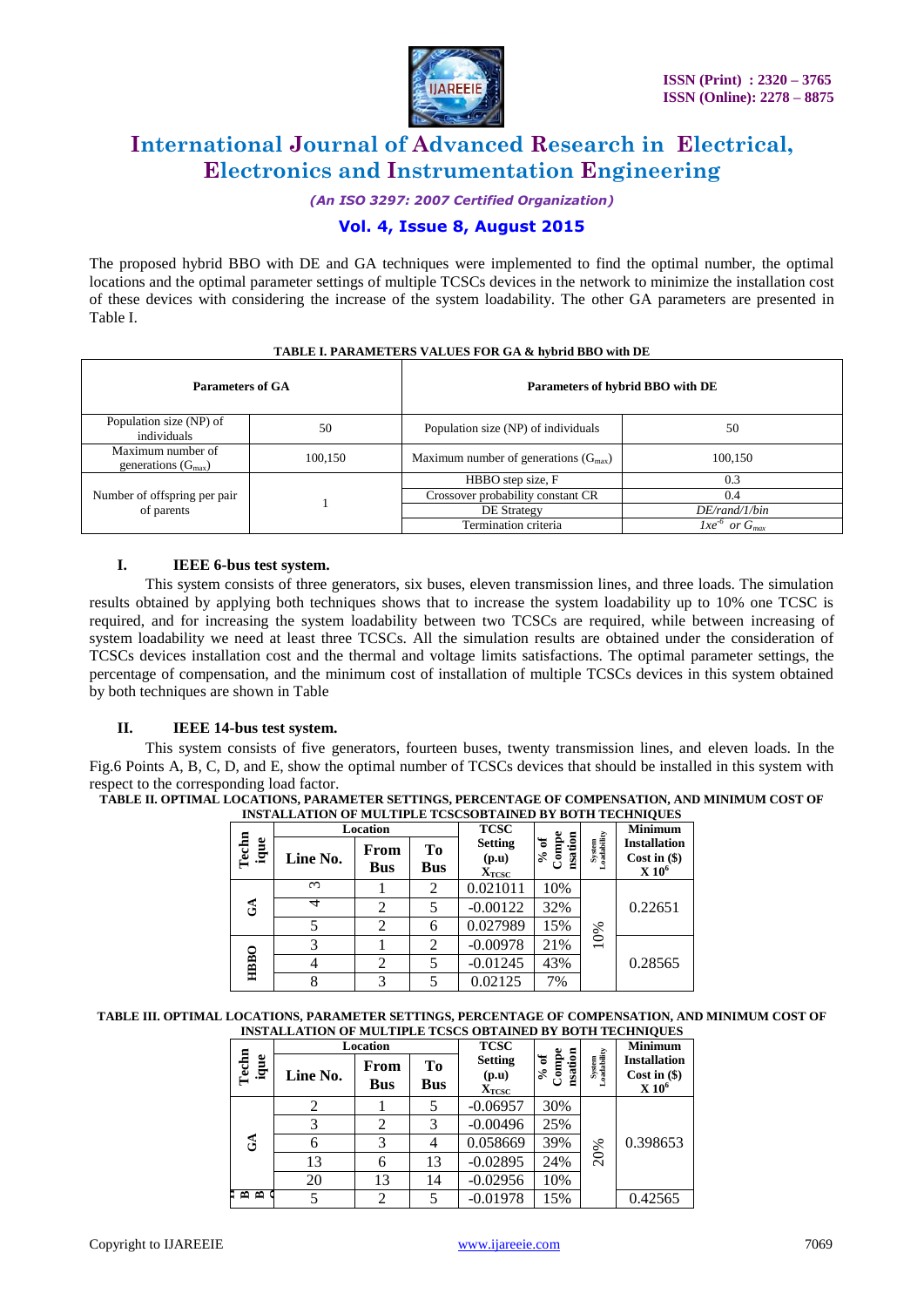The proposed hybrid BBO with DE and GA techniques were implemented to find the optimal number, the optimal locations and the optimal parameter settings of multiple TCSCs devices in the network to minimize the installation cost of these devices with considering the increase of the system loadability. The other GA parameters are presented in Table I.

**TABLE I. PARAMETERS VALUES FOR GA & hybrid BBO with DE**

| Parameters of GA | | Parameters of hybrid BBO with DE | |
|---|---|---|---|
| Population size (NP) of individuals | 50 | Population size (NP) of individuals | 50 |
| Maximum number of generations ($G_{max}$) | 100,150 | Maximum number of generations ($G_{max}$) | 100,150 |
| Number of offspring per pair of parents | 1 | HBBO step size, F | 0.3 |
| | | Crossover probability constant CR | 0.4 |
| | | DE Strategy | *DE/rand/1/bin* |
| | | Termination criteria | $1xe^{-6}$ *or* $G_{max}$ |

### I. IEEE 6-bus test system.

This system consists of three generators, six buses, eleven transmission lines, and three loads. The simulation results obtained by applying both techniques shows that to increase the system loadability up to 10% one TCSC is required, and for increasing the system loadability between two TCSCs are required, while between increasing of system loadability we need at least three TCSCs. All the simulation results are obtained under the consideration of TCSCs devices installation cost and the thermal and voltage limits satisfactions. The optimal parameter settings, the percentage of compensation, and the minimum cost of installation of multiple TCSCs devices in this system obtained by both techniques are shown in Table

### II. IEEE 14-bus test system.

This system consists of five generators, fourteen buses, twenty transmission lines, and eleven loads. In the Fig.6 Points A, B, C, D, and E, show the optimal number of TCSCs devices that should be installed in this system with respect to the corresponding load factor.

**TABLE II. OPTIMAL LOCATIONS, PARAMETER SETTINGS, PERCENTAGE OF COMPENSATION, AND MINIMUM COST OF INSTALLATION OF MULTIPLE TCSCSOBTAINED BY BOTH TECHNIQUES**

| Technique | Location | | | TCSC Setting (p.u) $X_{TCSC}$ | % of Compensation | System Loadability | Minimum Installation Cost in ($) X $10^6$ |
|---|---|---|---|---|---|---|---|
| | Line No. | From Bus | To Bus | | | | |
| GA | 3 | 1 | 2 | 0.021011 | 10% | 10% | 0.22651 |
| | 4 | 2 | 5 | -0.00122 | 32% | | |
| | 5 | 2 | 6 | 0.027989 | 15% | | |
| HBBO | 3 | 1 | 2 | -0.00978 | 21% | | 0.28565 |
| | 4 | 2 | 5 | -0.01245 | 43% | | |
| | 8 | 3 | 5 | 0.02125 | 7% | | |

**TABLE III. OPTIMAL LOCATIONS, PARAMETER SETTINGS, PERCENTAGE OF COMPENSATION, AND MINIMUM COST OF INSTALLATION OF MULTIPLE TCSCS OBTAINED BY BOTH TECHNIQUES**

| Technique | Location | | | TCSC Setting (p.u) $X_{TCSC}$ | % of Compensation | System Loadability | Minimum Installation Cost in ($) X $10^6$ |
|---|---|---|---|---|---|---|---|
| | Line No. | From Bus | To Bus | | | | |
| GA | 2 | 1 | 5 | -0.06957 | 30% | 20% | 0.398653 |
| | 3 | 2 | 3 | -0.00496 | 25% | | |
| | 6 | 3 | 4 | 0.058669 | 39% | | |
| | 13 | 6 | 13 | -0.02895 | 24% | | |
| | 20 | 13 | 14 | -0.02956 | 10% | | |
| HBBO | 5 | 2 | 5 | -0.01978 | 15% | | 0.42565 |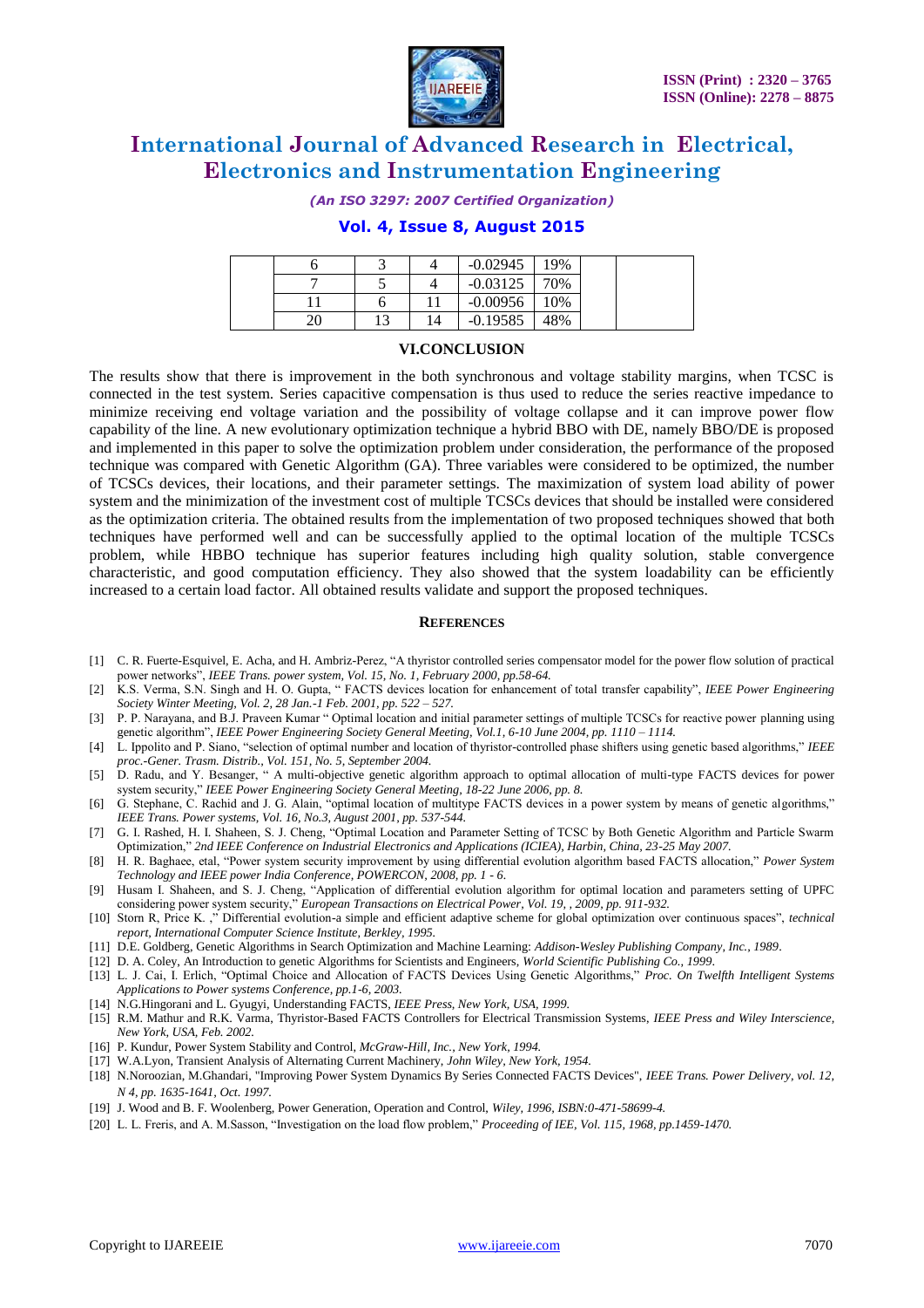| | | | | | | |
|---|---|---|---|---|---|---|
| | 6 | 3 | 4 | -0.02945 | 19% | | |
| | 7 | 5 | 4 | -0.03125 | 70% | | |
| | 11 | 6 | 11 | -0.00956 | 10% | | |
| | 20 | 13 | 14 | -0.19585 | 48% | | |

## VI.CONCLUSION

The results show that there is improvement in the both synchronous and voltage stability margins, when TCSC is connected in the test system. Series capacitive compensation is thus used to reduce the series reactive impedance to minimize receiving end voltage variation and the possibility of voltage collapse and it can improve power flow capability of the line. A new evolutionary optimization technique a hybrid BBO with DE, namely BBO/DE is proposed and implemented in this paper to solve the optimization problem under consideration, the performance of the proposed technique was compared with Genetic Algorithm (GA). Three variables were considered to be optimized, the number of TCSCs devices, their locations, and their parameter settings. The maximization of system load ability of power system and the minimization of the investment cost of multiple TCSCs devices that should be installed were considered as the optimization criteria. The obtained results from the implementation of two proposed techniques showed that both techniques have performed well and can be successfully applied to the optimal location of the multiple TCSCs problem, while HBBO technique has superior features including high quality solution, stable convergence characteristic, and good computation efficiency. They also showed that the system loadability can be efficiently increased to a certain load factor. All obtained results validate and support the proposed techniques.

## REFERENCES

[1] C. R. Fuerte-Esquivel, E. Acha, and H. Ambriz-Perez, "A thyristor controlled series compensator model for the power flow solution of practical power networks", *IEEE Trans. power system, Vol. 15, No. 1, February 2000, pp.58-64.*

[2] K.S. Verma, S.N. Singh and H. O. Gupta, " FACTS devices location for enhancement of total transfer capability", *IEEE Power Engineering Society Winter Meeting, Vol. 2, 28 Jan.-1 Feb. 2001, pp. 522 – 527.*

[3] P. P. Narayana, and B.J. Praveen Kumar " Optimal location and initial parameter settings of multiple TCSCs for reactive power planning using genetic algorithm", *IEEE Power Engineering Society General Meeting, Vol.1, 6-10 June 2004, pp. 1110 – 1114.*

[4] L. Ippolito and P. Siano, "selection of optimal number and location of thyristor-controlled phase shifters using genetic based algorithms," *IEEE proc.-Gener. Trasm. Distrib., Vol. 151, No. 5, September 2004.*

[5] D. Radu, and Y. Besanger, " A multi-objective genetic algorithm approach to optimal allocation of multi-type FACTS devices for power system security," *IEEE Power Engineering Society General Meeting, 18-22 June 2006, pp. 8.*

[6] G. Stephane, C. Rachid and J. G. Alain, "optimal location of multitype FACTS devices in a power system by means of genetic algorithms," *IEEE Trans. Power systems, Vol. 16, No.3, August 2001, pp. 537-544.*

[7] G. I. Rashed, H. I. Shaheen, S. J. Cheng, "Optimal Location and Parameter Setting of TCSC by Both Genetic Algorithm and Particle Swarm Optimization," *2nd IEEE Conference on Industrial Electronics and Applications (ICIEA), Harbin, China, 23-25 May 2007.*

[8] H. R. Baghaee, etal, "Power system security improvement by using differential evolution algorithm based FACTS allocation," *Power System Technology and IEEE power India Conference, POWERCON, 2008, pp. 1 - 6.*

[9] Husam I. Shaheen, and S. J. Cheng, "Application of differential evolution algorithm for optimal location and parameters setting of UPFC considering power system security," *European Transactions on Electrical Power, Vol. 19, , 2009, pp. 911-932.*

[10] Storn R, Price K. ," Differential evolution-a simple and efficient adaptive scheme for global optimization over continuous spaces", *technical report, International Computer Science Institute, Berkley, 1995.*

[11] D.E. Goldberg, Genetic Algorithms in Search Optimization and Machine Learning: *Addison-Wesley Publishing Company, Inc., 1989.*

[12] D. A. Coley, An Introduction to genetic Algorithms for Scientists and Engineers, *World Scientific Publishing Co., 1999.*

[13] L. J. Cai, I. Erlich, "Optimal Choice and Allocation of FACTS Devices Using Genetic Algorithms," *Proc. On Twelfth Intelligent Systems Applications to Power systems Conference, pp.1-6, 2003.*

[14] N.G.Hingorani and L. Gyugyi, Understanding FACTS, *IEEE Press, New York, USA, 1999.*

[15] R.M. Mathur and R.K. Varma, Thyristor-Based FACTS Controllers for Electrical Transmission Systems, *IEEE Press and Wiley Interscience, New York, USA, Feb. 2002.*

[16] P. Kundur, Power System Stability and Control, *McGraw-Hill, Inc., New York, 1994.*

[17] W.A.Lyon, Transient Analysis of Alternating Current Machinery, *John Wiley, New York, 1954.*

[18] N.Noroozian, M.Ghandari, "Improving Power System Dynamics By Series Connected FACTS Devices", *IEEE Trans. Power Delivery, vol. 12, N 4, pp. 1635-1641, Oct. 1997.*

[19] J. Wood and B. F. Woolenberg, Power Generation, Operation and Control, *Wiley, 1996, ISBN:0-471-58699-4.*

[20] L. L. Freris, and A. M.Sasson, "Investigation on the load flow problem," *Proceeding of IEE, Vol. 115, 1968, pp.1459-1470.*